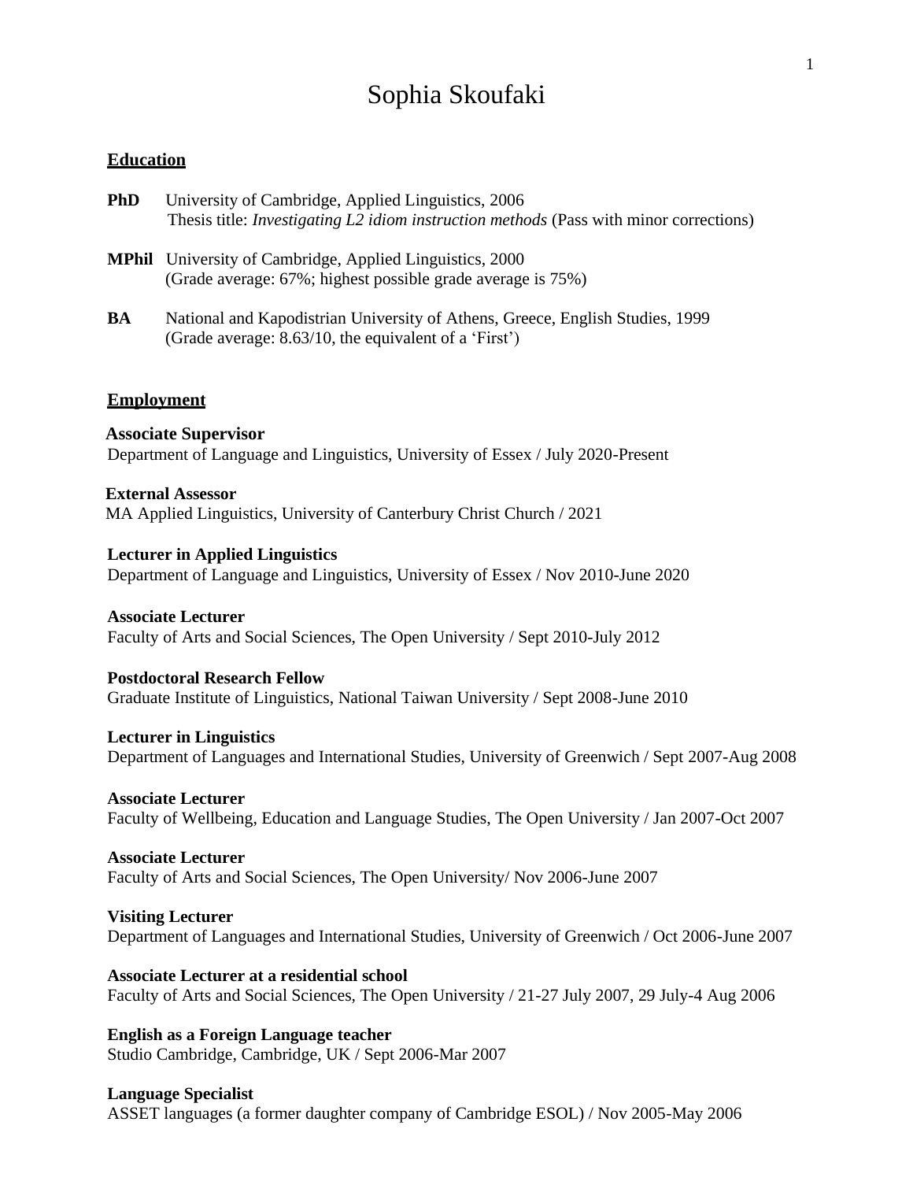# Sophia Skoufaki

## Education

**PhD** University of Cambridge, Applied Linguistics, 2006
Thesis title: *Investigating L2 idiom instruction methods* (Pass with minor corrections)

**MPhil** University of Cambridge, Applied Linguistics, 2000
(Grade average: 67%; highest possible grade average is 75%)

**BA** National and Kapodistrian University of Athens, Greece, English Studies, 1999
(Grade average: 8.63/10, the equivalent of a 'First')

## Employment

**Associate Supervisor**
Department of Language and Linguistics, University of Essex / July 2020-Present

**External Assessor**
MA Applied Linguistics, University of Canterbury Christ Church / 2021

**Lecturer in Applied Linguistics**
Department of Language and Linguistics, University of Essex / Nov 2010-June 2020

**Associate Lecturer**
Faculty of Arts and Social Sciences, The Open University / Sept 2010-July 2012

**Postdoctoral Research Fellow**
Graduate Institute of Linguistics, National Taiwan University / Sept 2008-June 2010

**Lecturer in Linguistics**
Department of Languages and International Studies, University of Greenwich / Sept 2007-Aug 2008

**Associate Lecturer**
Faculty of Wellbeing, Education and Language Studies, The Open University / Jan 2007-Oct 2007

**Associate Lecturer**
Faculty of Arts and Social Sciences, The Open University/ Nov 2006-June 2007

**Visiting Lecturer**
Department of Languages and International Studies, University of Greenwich / Oct 2006-June 2007

**Associate Lecturer at a residential school**
Faculty of Arts and Social Sciences, The Open University / 21-27 July 2007, 29 July-4 Aug 2006

**English as a Foreign Language teacher**
Studio Cambridge, Cambridge, UK / Sept 2006-Mar 2007

**Language Specialist**
ASSET languages (a former daughter company of Cambridge ESOL) / Nov 2005-May 2006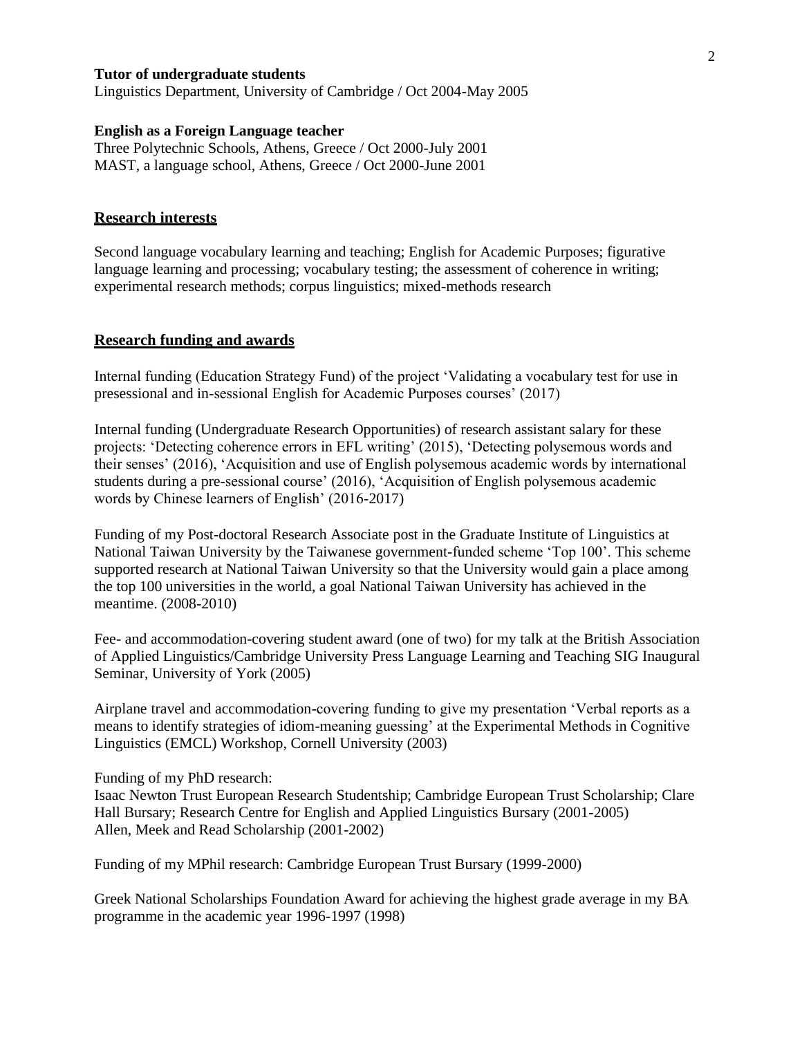**Tutor of undergraduate students**
Linguistics Department, University of Cambridge / Oct 2004-May 2005

**English as a Foreign Language teacher**
Three Polytechnic Schools, Athens, Greece / Oct 2000-July 2001
MAST, a language school, Athens, Greece / Oct 2000-June 2001

## Research interests

Second language vocabulary learning and teaching; English for Academic Purposes; figurative language learning and processing; vocabulary testing; the assessment of coherence in writing; experimental research methods; corpus linguistics; mixed-methods research

## Research funding and awards

Internal funding (Education Strategy Fund) of the project 'Validating a vocabulary test for use in presessional and in-sessional English for Academic Purposes courses' (2017)

Internal funding (Undergraduate Research Opportunities) of research assistant salary for these projects: 'Detecting coherence errors in EFL writing' (2015), 'Detecting polysemous words and their senses' (2016), 'Acquisition and use of English polysemous academic words by international students during a pre-sessional course' (2016), 'Acquisition of English polysemous academic words by Chinese learners of English' (2016-2017)

Funding of my Post-doctoral Research Associate post in the Graduate Institute of Linguistics at National Taiwan University by the Taiwanese government-funded scheme 'Top 100'. This scheme supported research at National Taiwan University so that the University would gain a place among the top 100 universities in the world, a goal National Taiwan University has achieved in the meantime. (2008-2010)

Fee- and accommodation-covering student award (one of two) for my talk at the British Association of Applied Linguistics/Cambridge University Press Language Learning and Teaching SIG Inaugural Seminar, University of York (2005)

Airplane travel and accommodation-covering funding to give my presentation 'Verbal reports as a means to identify strategies of idiom-meaning guessing' at the Experimental Methods in Cognitive Linguistics (EMCL) Workshop, Cornell University (2003)

Funding of my PhD research:
Isaac Newton Trust European Research Studentship; Cambridge European Trust Scholarship; Clare Hall Bursary; Research Centre for English and Applied Linguistics Bursary (2001-2005)
Allen, Meek and Read Scholarship (2001-2002)

Funding of my MPhil research: Cambridge European Trust Bursary (1999-2000)

Greek National Scholarships Foundation Award for achieving the highest grade average in my BA programme in the academic year 1996-1997 (1998)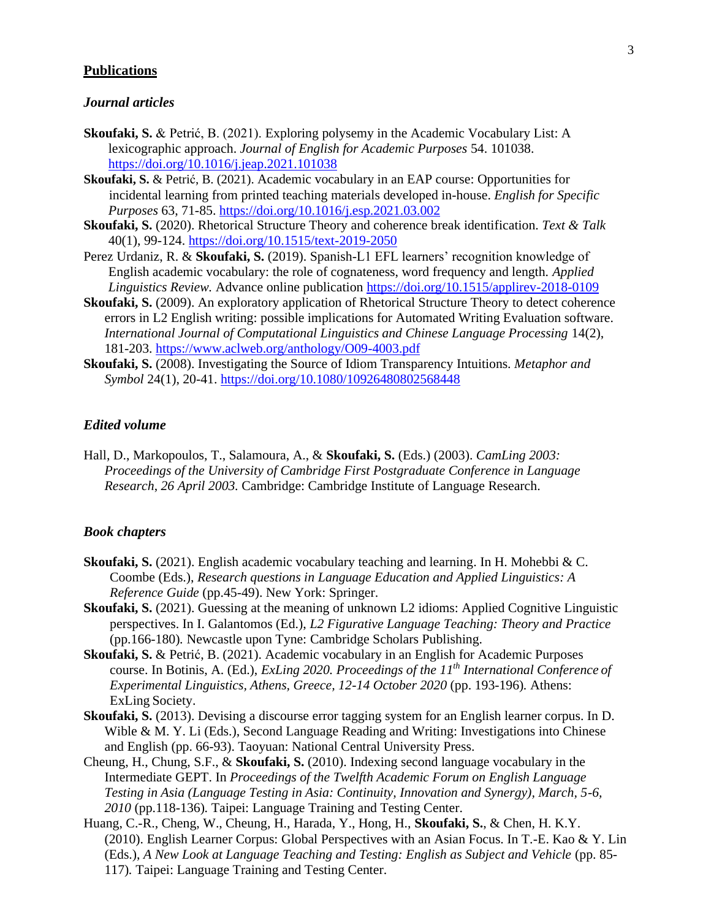## Publications

### *Journal articles*

**Skoufaki, S.** & Petrić, B. (2021). Exploring polysemy in the Academic Vocabulary List: A lexicographic approach. *Journal of English for Academic Purposes* 54. 101038. https://doi.org/10.1016/j.jeap.2021.101038

**Skoufaki, S.** & Petrić, B. (2021). Academic vocabulary in an EAP course: Opportunities for incidental learning from printed teaching materials developed in-house. *English for Specific Purposes* 63, 71-85. https://doi.org/10.1016/j.esp.2021.03.002

**Skoufaki, S.** (2020). Rhetorical Structure Theory and coherence break identification. *Text & Talk* 40(1), 99-124. https://doi.org/10.1515/text-2019-2050

Perez Urdaniz, R. & **Skoufaki, S.** (2019). Spanish-L1 EFL learners' recognition knowledge of English academic vocabulary: the role of cognateness, word frequency and length. *Applied Linguistics Review.* Advance online publication https://doi.org/10.1515/applirev-2018-0109

**Skoufaki, S.** (2009). An exploratory application of Rhetorical Structure Theory to detect coherence errors in L2 English writing: possible implications for Automated Writing Evaluation software. *International Journal of Computational Linguistics and Chinese Language Processing* 14(2), 181-203. https://www.aclweb.org/anthology/O09-4003.pdf

**Skoufaki, S.** (2008). Investigating the Source of Idiom Transparency Intuitions. *Metaphor and Symbol* 24(1), 20-41. https://doi.org/10.1080/10926480802568448

### *Edited volume*

Hall, D., Markopoulos, T., Salamoura, A., & **Skoufaki, S.** (Eds.) (2003). *CamLing 2003: Proceedings of the University of Cambridge First Postgraduate Conference in Language Research, 26 April 2003.* Cambridge: Cambridge Institute of Language Research.

### *Book chapters*

**Skoufaki, S.** (2021). English academic vocabulary teaching and learning. In H. Mohebbi & C. Coombe (Eds.), *Research questions in Language Education and Applied Linguistics: A Reference Guide* (pp.45-49). New York: Springer.

**Skoufaki, S.** (2021). Guessing at the meaning of unknown L2 idioms: Applied Cognitive Linguistic perspectives. In I. Galantomos (Ed.), *L2 Figurative Language Teaching: Theory and Practice* (pp.166-180). Newcastle upon Tyne: Cambridge Scholars Publishing.

**Skoufaki, S.** & Petrić, B. (2021). Academic vocabulary in an English for Academic Purposes course. In Botinis, A. (Ed.), *ExLing 2020. Proceedings of the 11th International Conference of Experimental Linguistics, Athens, Greece, 12-14 October 2020* (pp. 193-196). Athens: ExLing Society.

**Skoufaki, S.** (2013). Devising a discourse error tagging system for an English learner corpus. In D. Wible & M. Y. Li (Eds.), Second Language Reading and Writing: Investigations into Chinese and English (pp. 66-93). Taoyuan: National Central University Press.

Cheung, H., Chung, S.F., & **Skoufaki, S.** (2010). Indexing second language vocabulary in the Intermediate GEPT. In *Proceedings of the Twelfth Academic Forum on English Language Testing in Asia (Language Testing in Asia: Continuity, Innovation and Synergy), March, 5-6, 2010* (pp.118-136). Taipei: Language Training and Testing Center.

Huang, C.-R., Cheng, W., Cheung, H., Harada, Y., Hong, H., **Skoufaki, S.**, & Chen, H. K.Y. (2010). English Learner Corpus: Global Perspectives with an Asian Focus. In T.-E. Kao & Y. Lin (Eds.), *A New Look at Language Teaching and Testing: English as Subject and Vehicle* (pp. 85-117). Taipei: Language Training and Testing Center.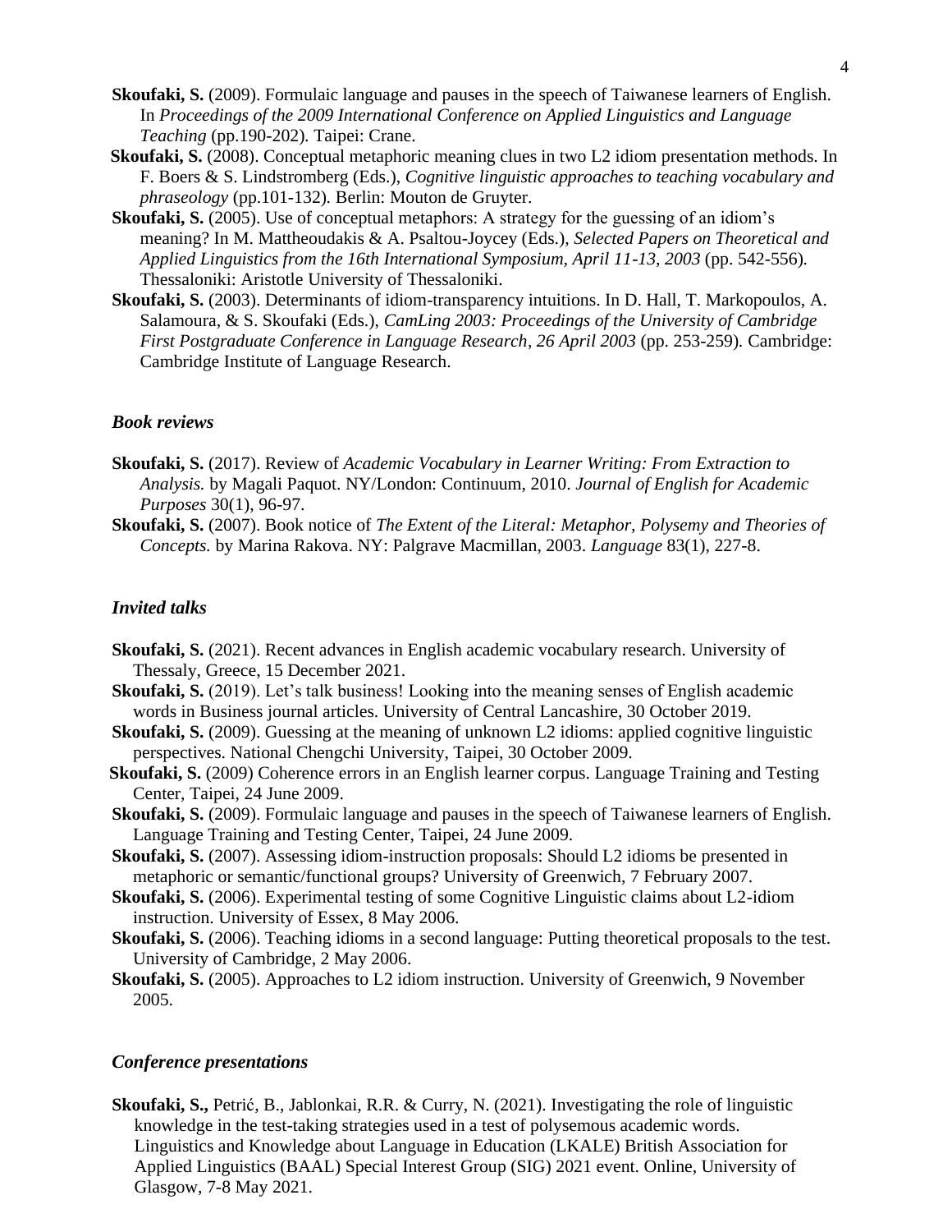**Skoufaki, S.** (2009). Formulaic language and pauses in the speech of Taiwanese learners of English. In *Proceedings of the 2009 International Conference on Applied Linguistics and Language Teaching* (pp.190-202)*.* Taipei: Crane.

**Skoufaki, S.** (2008). Conceptual metaphoric meaning clues in two L2 idiom presentation methods. In F. Boers & S. Lindstromberg (Eds.), *Cognitive linguistic approaches to teaching vocabulary and phraseology* (pp.101-132)*.* Berlin: Mouton de Gruyter.

**Skoufaki, S.** (2005). Use of conceptual metaphors: A strategy for the guessing of an idiom's meaning? In M. Mattheoudakis & A. Psaltou-Joycey (Eds.), *Selected Papers on Theoretical and Applied Linguistics from the 16th International Symposium, April 11-13, 2003* (pp. 542-556)*.* Thessaloniki: Aristotle University of Thessaloniki.

**Skoufaki, S.** (2003). Determinants of idiom-transparency intuitions. In D. Hall, T. Markopoulos, A. Salamoura, & S. Skoufaki (Eds.), *CamLing 2003: Proceedings of the University of Cambridge First Postgraduate Conference in Language Research, 26 April 2003* (pp. 253-259)*.* Cambridge: Cambridge Institute of Language Research.

### *Book reviews*

**Skoufaki, S.** (2017). Review of *Academic Vocabulary in Learner Writing: From Extraction to Analysis.* by Magali Paquot. NY/London: Continuum, 2010. *Journal of English for Academic Purposes* 30(1), 96-97.

**Skoufaki, S.** (2007). Book notice of *The Extent of the Literal: Metaphor, Polysemy and Theories of Concepts.* by Marina Rakova. NY: Palgrave Macmillan, 2003. *Language* 83(1), 227-8.

### *Invited talks*

**Skoufaki, S.** (2021). Recent advances in English academic vocabulary research. University of Thessaly, Greece, 15 December 2021.

**Skoufaki, S.** (2019). Let's talk business! Looking into the meaning senses of English academic words in Business journal articles. University of Central Lancashire, 30 October 2019.

**Skoufaki, S.** (2009). Guessing at the meaning of unknown L2 idioms: applied cognitive linguistic perspectives. National Chengchi University, Taipei, 30 October 2009.

**Skoufaki, S.** (2009) Coherence errors in an English learner corpus. Language Training and Testing Center, Taipei, 24 June 2009.

**Skoufaki, S.** (2009). Formulaic language and pauses in the speech of Taiwanese learners of English. Language Training and Testing Center, Taipei, 24 June 2009.

**Skoufaki, S.** (2007). Assessing idiom-instruction proposals: Should L2 idioms be presented in metaphoric or semantic/functional groups? University of Greenwich, 7 February 2007.

**Skoufaki, S.** (2006). Experimental testing of some Cognitive Linguistic claims about L2-idiom instruction. University of Essex, 8 May 2006.

**Skoufaki, S.** (2006). Teaching idioms in a second language: Putting theoretical proposals to the test. University of Cambridge, 2 May 2006.

**Skoufaki, S.** (2005). Approaches to L2 idiom instruction. University of Greenwich, 9 November 2005.

### *Conference presentations*

**Skoufaki, S.,** Petrić, B., Jablonkai, R.R. & Curry, N. (2021). Investigating the role of linguistic knowledge in the test-taking strategies used in a test of polysemous academic words. Linguistics and Knowledge about Language in Education (LKALE) British Association for Applied Linguistics (BAAL) Special Interest Group (SIG) 2021 event. Online, University of Glasgow, 7-8 May 2021.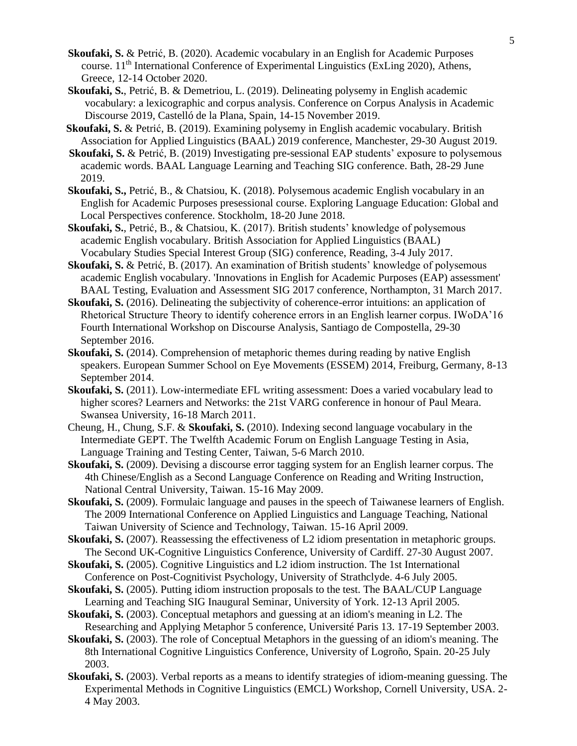**Skoufaki, S.** & Petrić, B. (2020). Academic vocabulary in an English for Academic Purposes course. 11th International Conference of Experimental Linguistics (ExLing 2020), Athens, Greece, 12-14 October 2020.

**Skoufaki, S.**, Petrić, B. & Demetriou, L. (2019). Delineating polysemy in English academic vocabulary: a lexicographic and corpus analysis. Conference on Corpus Analysis in Academic Discourse 2019, Castelló de la Plana, Spain, 14-15 November 2019.

**Skoufaki, S.** & Petrić, B. (2019). Examining polysemy in English academic vocabulary. British Association for Applied Linguistics (BAAL) 2019 conference, Manchester, 29-30 August 2019.

**Skoufaki, S.** & Petrić, B. (2019) Investigating pre-sessional EAP students' exposure to polysemous academic words. BAAL Language Learning and Teaching SIG conference. Bath, 28-29 June 2019.

**Skoufaki, S.,** Petrić, B., & Chatsiou, K. (2018). Polysemous academic English vocabulary in an English for Academic Purposes presessional course. Exploring Language Education: Global and Local Perspectives conference. Stockholm, 18-20 June 2018.

**Skoufaki, S.**, Petrić, B., & Chatsiou, K. (2017). British students' knowledge of polysemous academic English vocabulary. British Association for Applied Linguistics (BAAL) Vocabulary Studies Special Interest Group (SIG) conference, Reading, 3-4 July 2017.

**Skoufaki, S.** & Petrić, B. (2017). An examination of British students' knowledge of polysemous academic English vocabulary. 'Innovations in English for Academic Purposes (EAP) assessment' BAAL Testing, Evaluation and Assessment SIG 2017 conference, Northampton, 31 March 2017.

**Skoufaki, S.** (2016). Delineating the subjectivity of coherence-error intuitions: an application of Rhetorical Structure Theory to identify coherence errors in an English learner corpus. IWoDA'16 Fourth International Workshop on Discourse Analysis, Santiago de Compostella, 29-30 September 2016.

**Skoufaki, S.** (2014). Comprehension of metaphoric themes during reading by native English speakers. European Summer School on Eye Movements (ESSEM) 2014, Freiburg, Germany, 8-13 September 2014.

**Skoufaki, S.** (2011). Low-intermediate EFL writing assessment: Does a varied vocabulary lead to higher scores? Learners and Networks: the 21st VARG conference in honour of Paul Meara. Swansea University, 16-18 March 2011.

Cheung, H., Chung, S.F. & **Skoufaki, S.** (2010). Indexing second language vocabulary in the Intermediate GEPT. The Twelfth Academic Forum on English Language Testing in Asia, Language Training and Testing Center, Taiwan, 5-6 March 2010.

**Skoufaki, S.** (2009). Devising a discourse error tagging system for an English learner corpus. The 4th Chinese/English as a Second Language Conference on Reading and Writing Instruction, National Central University, Taiwan. 15-16 May 2009.

**Skoufaki, S.** (2009). Formulaic language and pauses in the speech of Taiwanese learners of English. The 2009 International Conference on Applied Linguistics and Language Teaching, National Taiwan University of Science and Technology, Taiwan. 15-16 April 2009.

**Skoufaki, S.** (2007). Reassessing the effectiveness of L2 idiom presentation in metaphoric groups. The Second UK-Cognitive Linguistics Conference, University of Cardiff. 27-30 August 2007.

**Skoufaki, S.** (2005). Cognitive Linguistics and L2 idiom instruction. The 1st International Conference on Post-Cognitivist Psychology, University of Strathclyde. 4-6 July 2005.

**Skoufaki, S.** (2005). Putting idiom instruction proposals to the test. The BAAL/CUP Language Learning and Teaching SIG Inaugural Seminar, University of York. 12-13 April 2005.

**Skoufaki, S.** (2003). Conceptual metaphors and guessing at an idiom's meaning in L2. The Researching and Applying Metaphor 5 conference, Université Paris 13. 17-19 September 2003.

**Skoufaki, S.** (2003). The role of Conceptual Metaphors in the guessing of an idiom's meaning. The 8th International Cognitive Linguistics Conference, University of Logroño, Spain. 20-25 July 2003.

**Skoufaki, S.** (2003). Verbal reports as a means to identify strategies of idiom-meaning guessing. The Experimental Methods in Cognitive Linguistics (EMCL) Workshop, Cornell University, USA. 2-4 May 2003.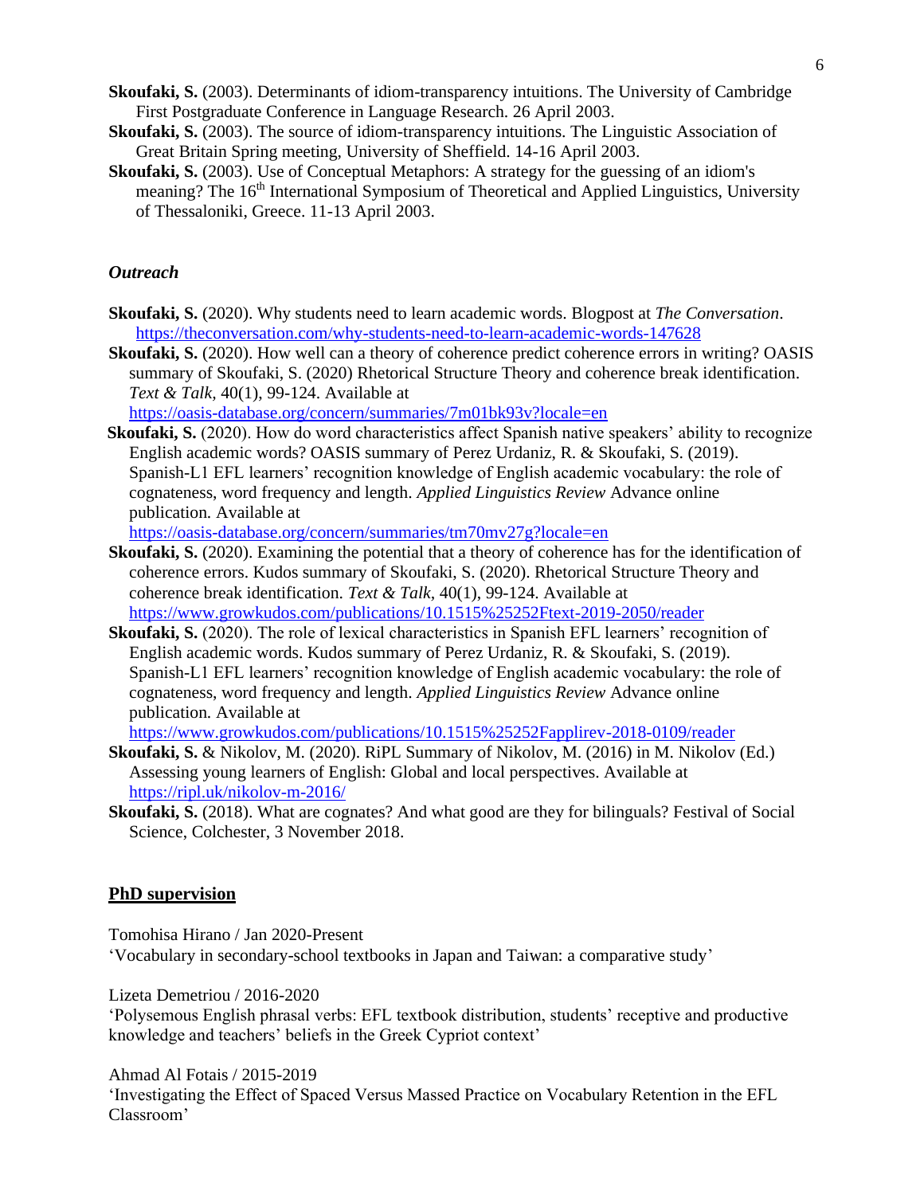**Skoufaki, S.** (2003). Determinants of idiom-transparency intuitions. The University of Cambridge First Postgraduate Conference in Language Research. 26 April 2003.

**Skoufaki, S.** (2003). The source of idiom-transparency intuitions. The Linguistic Association of Great Britain Spring meeting, University of Sheffield. 14-16 April 2003.

**Skoufaki, S.** (2003). Use of Conceptual Metaphors: A strategy for the guessing of an idiom's meaning? The 16th International Symposium of Theoretical and Applied Linguistics, University of Thessaloniki, Greece. 11-13 April 2003.

### *Outreach*

**Skoufaki, S.** (2020). Why students need to learn academic words. Blogpost at *The Conversation*. https://theconversation.com/why-students-need-to-learn-academic-words-147628

**Skoufaki, S.** (2020). How well can a theory of coherence predict coherence errors in writing? OASIS summary of Skoufaki, S. (2020) Rhetorical Structure Theory and coherence break identification. *Text & Talk*, 40(1), 99-124. Available at https://oasis-database.org/concern/summaries/7m01bk93v?locale=en

**Skoufaki, S.** (2020). How do word characteristics affect Spanish native speakers' ability to recognize English academic words? OASIS summary of Perez Urdaniz, R. & Skoufaki, S. (2019). Spanish-L1 EFL learners' recognition knowledge of English academic vocabulary: the role of cognateness, word frequency and length. *Applied Linguistics Review* Advance online publication. Available at https://oasis-database.org/concern/summaries/tm70mv27g?locale=en

**Skoufaki, S.** (2020). Examining the potential that a theory of coherence has for the identification of coherence errors. Kudos summary of Skoufaki, S. (2020). Rhetorical Structure Theory and coherence break identification. *Text & Talk*, 40(1), 99-124. Available at https://www.growkudos.com/publications/10.1515%25252Ftext-2019-2050/reader

**Skoufaki, S.** (2020). The role of lexical characteristics in Spanish EFL learners' recognition of English academic words. Kudos summary of Perez Urdaniz, R. & Skoufaki, S. (2019). Spanish-L1 EFL learners' recognition knowledge of English academic vocabulary: the role of cognateness, word frequency and length. *Applied Linguistics Review* Advance online publication. Available at https://www.growkudos.com/publications/10.1515%25252Fapplirev-2018-0109/reader

**Skoufaki, S.** & Nikolov, M. (2020). RiPL Summary of Nikolov, M. (2016) in M. Nikolov (Ed.) Assessing young learners of English: Global and local perspectives. Available at https://ripl.uk/nikolov-m-2016/

**Skoufaki, S.** (2018). What are cognates? And what good are they for bilinguals? Festival of Social Science, Colchester, 3 November 2018.

## PhD supervision

Tomohisa Hirano / Jan 2020-Present
'Vocabulary in secondary-school textbooks in Japan and Taiwan: a comparative study'

Lizeta Demetriou / 2016-2020
'Polysemous English phrasal verbs: EFL textbook distribution, students' receptive and productive knowledge and teachers' beliefs in the Greek Cypriot context'

Ahmad Al Fotais / 2015-2019
'Investigating the Effect of Spaced Versus Massed Practice on Vocabulary Retention in the EFL Classroom'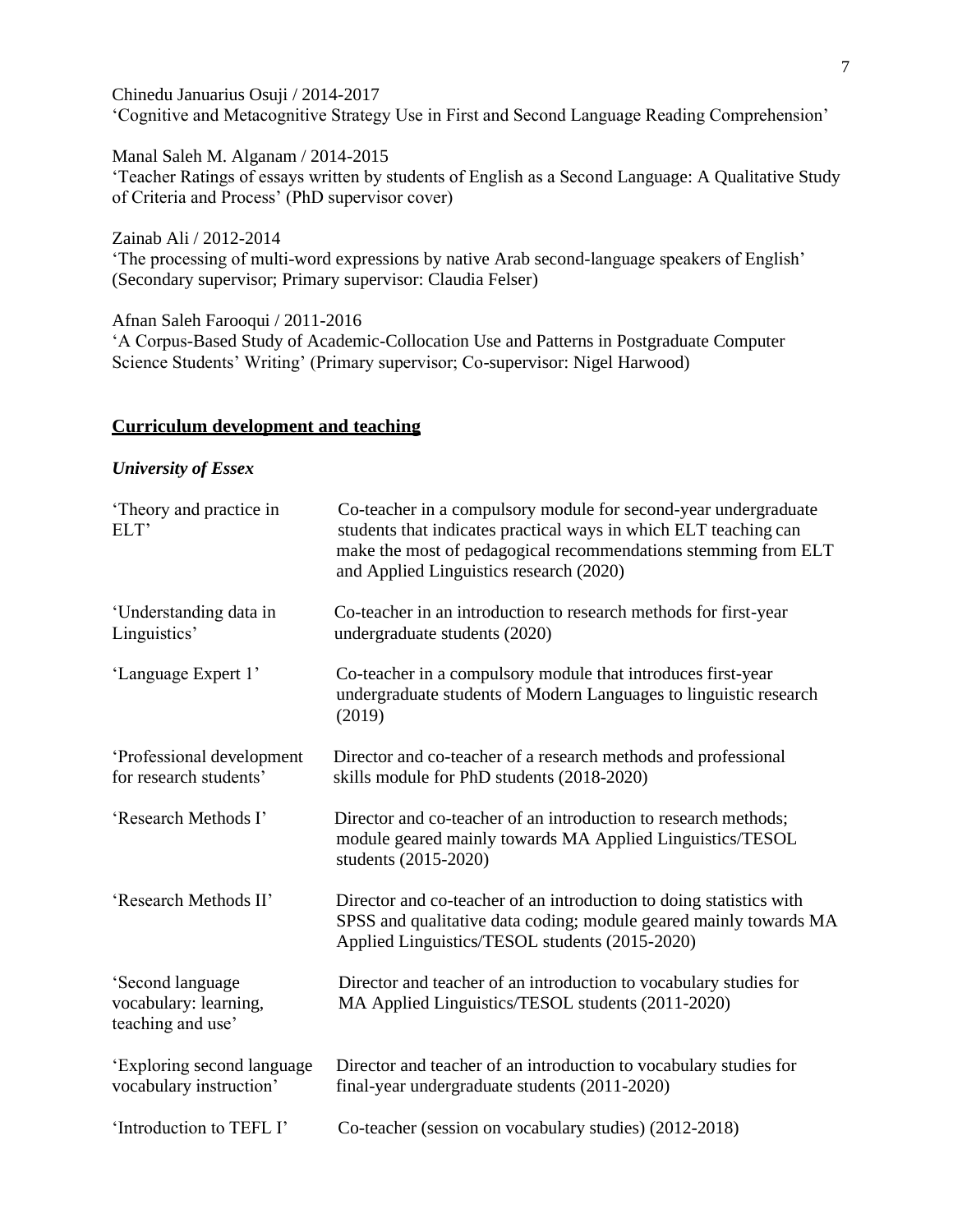Chinedu Januarius Osuji / 2014-2017
'Cognitive and Metacognitive Strategy Use in First and Second Language Reading Comprehension'

Manal Saleh M. Alganam / 2014-2015
'Teacher Ratings of essays written by students of English as a Second Language: A Qualitative Study of Criteria and Process' (PhD supervisor cover)

Zainab Ali / 2012-2014
'The processing of multi-word expressions by native Arab second-language speakers of English' (Secondary supervisor; Primary supervisor: Claudia Felser)

Afnan Saleh Farooqui / 2011-2016
'A Corpus-Based Study of Academic-Collocation Use and Patterns in Postgraduate Computer Science Students' Writing' (Primary supervisor; Co-supervisor: Nigel Harwood)

## Curriculum development and teaching

### *University of Essex*

| | |
|---|---|
| 'Theory and practice in ELT' | Co-teacher in a compulsory module for second-year undergraduate students that indicates practical ways in which ELT teaching can make the most of pedagogical recommendations stemming from ELT and Applied Linguistics research (2020) |
| 'Understanding data in Linguistics' | Co-teacher in an introduction to research methods for first-year undergraduate students (2020) |
| 'Language Expert 1' | Co-teacher in a compulsory module that introduces first-year undergraduate students of Modern Languages to linguistic research (2019) |
| 'Professional development for research students' | Director and co-teacher of a research methods and professional skills module for PhD students (2018-2020) |
| 'Research Methods I' | Director and co-teacher of an introduction to research methods; module geared mainly towards MA Applied Linguistics/TESOL students (2015-2020) |
| 'Research Methods II' | Director and co-teacher of an introduction to doing statistics with SPSS and qualitative data coding; module geared mainly towards MA Applied Linguistics/TESOL students (2015-2020) |
| 'Second language vocabulary: learning, teaching and use' | Director and teacher of an introduction to vocabulary studies for MA Applied Linguistics/TESOL students (2011-2020) |
| 'Exploring second language vocabulary instruction' | Director and teacher of an introduction to vocabulary studies for final-year undergraduate students (2011-2020) |
| 'Introduction to TEFL I' | Co-teacher (session on vocabulary studies) (2012-2018) |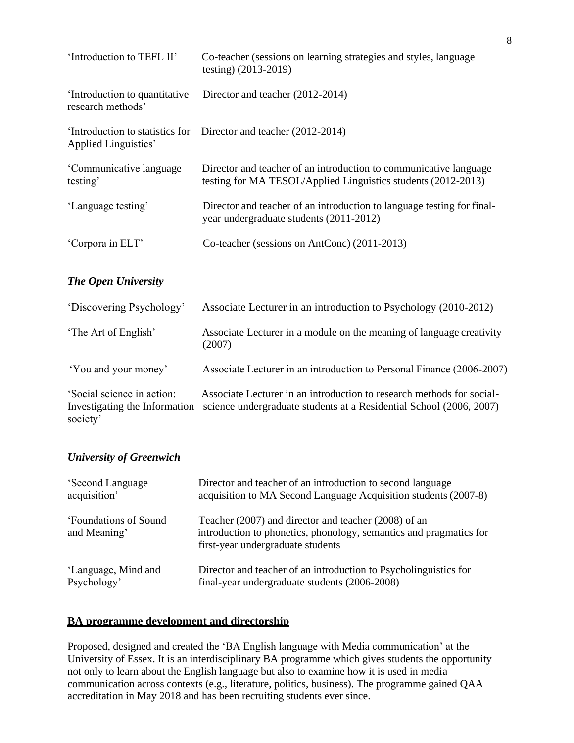| | |
|---|---|
| 'Introduction to TEFL II' | Co-teacher (sessions on learning strategies and styles, language testing) (2013-2019) |
| 'Introduction to quantitative research methods' | Director and teacher (2012-2014) |
| 'Introduction to statistics for Applied Linguistics' | Director and teacher (2012-2014) |
| 'Communicative language testing' | Director and teacher of an introduction to communicative language testing for MA TESOL/Applied Linguistics students (2012-2013) |
| 'Language testing' | Director and teacher of an introduction to language testing for final-year undergraduate students (2011-2012) |
| 'Corpora in ELT' | Co-teacher (sessions on AntConc) (2011-2013) |

### *The Open University*

| | |
|---|---|
| 'Discovering Psychology' | Associate Lecturer in an introduction to Psychology (2010-2012) |
| 'The Art of English' | Associate Lecturer in a module on the meaning of language creativity (2007) |
| 'You and your money' | Associate Lecturer in an introduction to Personal Finance (2006-2007) |
| 'Social science in action: Investigating the Information society' | Associate Lecturer in an introduction to research methods for social-science undergraduate students at a Residential School (2006, 2007) |

### *University of Greenwich*

| | |
|---|---|
| 'Second Language acquisition' | Director and teacher of an introduction to second language acquisition to MA Second Language Acquisition students (2007-8) |
| 'Foundations of Sound and Meaning' | Teacher (2007) and director and teacher (2008) of an introduction to phonetics, phonology, semantics and pragmatics for first-year undergraduate students |
| 'Language, Mind and Psychology' | Director and teacher of an introduction to Psycholinguistics for final-year undergraduate students (2006-2008) |

## BA programme development and directorship

Proposed, designed and created the 'BA English language with Media communication' at the University of Essex. It is an interdisciplinary BA programme which gives students the opportunity not only to learn about the English language but also to examine how it is used in media communication across contexts (e.g., literature, politics, business). The programme gained QAA accreditation in May 2018 and has been recruiting students ever since.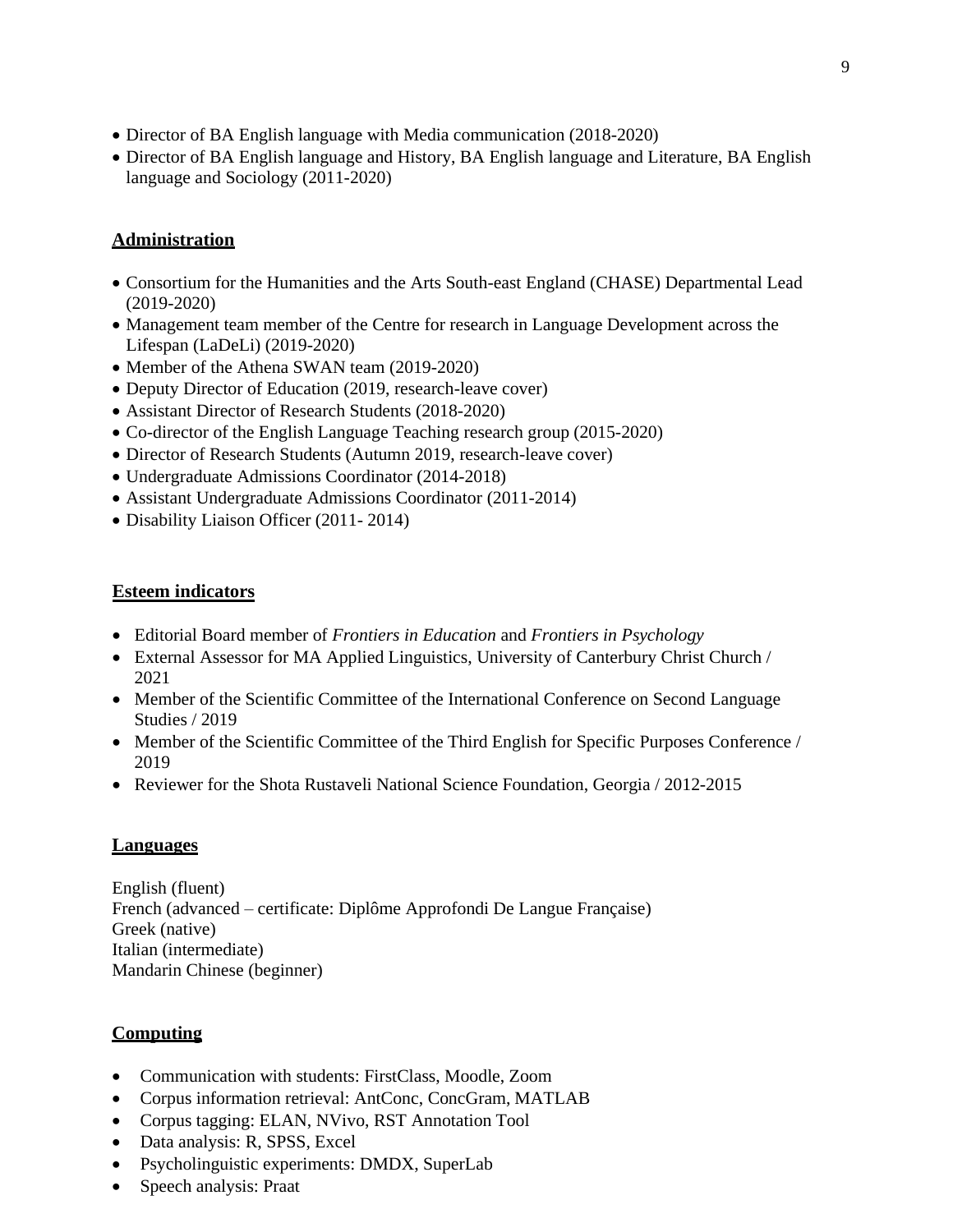- Director of BA English language with Media communication (2018-2020)
- Director of BA English language and History, BA English language and Literature, BA English language and Sociology (2011-2020)

## Administration

- Consortium for the Humanities and the Arts South-east England (CHASE) Departmental Lead (2019-2020)
- Management team member of the Centre for research in Language Development across the Lifespan (LaDeLi) (2019-2020)
- Member of the Athena SWAN team (2019-2020)
- Deputy Director of Education (2019, research-leave cover)
- Assistant Director of Research Students (2018-2020)
- Co-director of the English Language Teaching research group (2015-2020)
- Director of Research Students (Autumn 2019, research-leave cover)
- Undergraduate Admissions Coordinator (2014-2018)
- Assistant Undergraduate Admissions Coordinator (2011-2014)
- Disability Liaison Officer (2011- 2014)

## Esteem indicators

- Editorial Board member of *Frontiers in Education* and *Frontiers in Psychology*
- External Assessor for MA Applied Linguistics, University of Canterbury Christ Church / 2021
- Member of the Scientific Committee of the International Conference on Second Language Studies / 2019
- Member of the Scientific Committee of the Third English for Specific Purposes Conference / 2019
- Reviewer for the Shota Rustaveli National Science Foundation, Georgia / 2012-2015

## Languages

English (fluent)
French (advanced – certificate: Diplôme Approfondi De Langue Française)
Greek (native)
Italian (intermediate)
Mandarin Chinese (beginner)

## Computing

- Communication with students: FirstClass, Moodle, Zoom
- Corpus information retrieval: AntConc, ConcGram, MATLAB
- Corpus tagging: ELAN, NVivo, RST Annotation Tool
- Data analysis: R, SPSS, Excel
- Psycholinguistic experiments: DMDX, SuperLab
- Speech analysis: Praat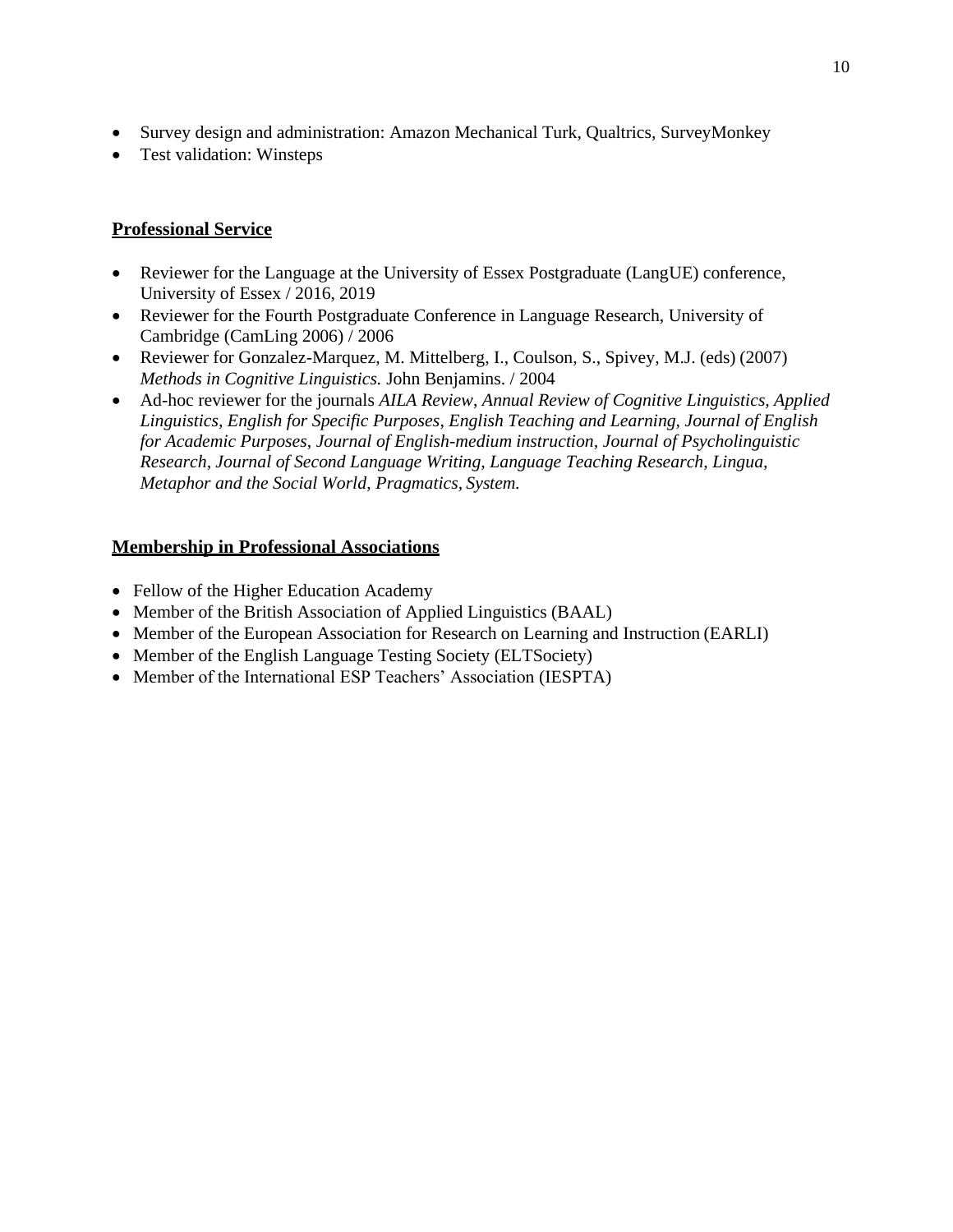- Survey design and administration: Amazon Mechanical Turk, Qualtrics, SurveyMonkey
- Test validation: Winsteps

## Professional Service

- Reviewer for the Language at the University of Essex Postgraduate (LangUE) conference, University of Essex / 2016, 2019
- Reviewer for the Fourth Postgraduate Conference in Language Research, University of Cambridge (CamLing 2006) / 2006
- Reviewer for Gonzalez-Marquez, M. Mittelberg, I., Coulson, S., Spivey, M.J. (eds) (2007) *Methods in Cognitive Linguistics.* John Benjamins. / 2004
- Ad-hoc reviewer for the journals *AILA Review*, *Annual Review of Cognitive Linguistics, Applied Linguistics*, *English for Specific Purposes*, *English Teaching and Learning, Journal of English for Academic Purposes*, *Journal of English-medium instruction, Journal of Psycholinguistic Research, Journal of Second Language Writing, Language Teaching Research, Lingua, Metaphor and the Social World, Pragmatics, System.*

## Membership in Professional Associations

- Fellow of the Higher Education Academy
- Member of the British Association of Applied Linguistics (BAAL)
- Member of the European Association for Research on Learning and Instruction (EARLI)
- Member of the English Language Testing Society (ELTSociety)
- Member of the International ESP Teachers' Association (IESPTA)